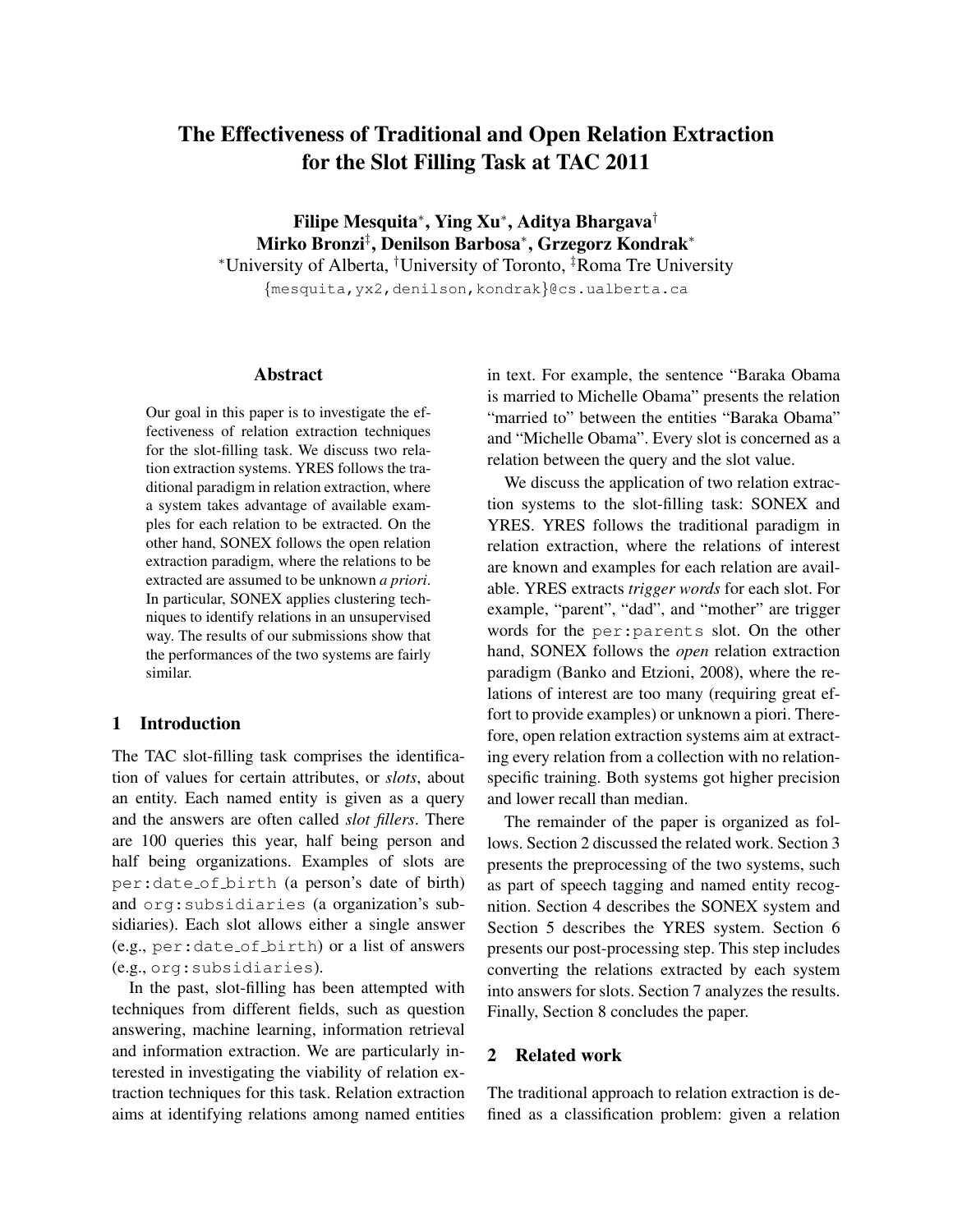# The Effectiveness of Traditional and Open Relation Extraction for the Slot Filling Task at TAC 2011

**Filipe Mesquita*, Ying Xu*, Aditya Bhargava†**
**Mirko Bronzi‡, Denilson Barbosa*, Grzegorz Kondrak***

*University of Alberta, †University of Toronto, ‡Roma Tre University

{mesquita,yx2,denilson,kondrak}@cs.ualberta.ca

## Abstract

Our goal in this paper is to investigate the effectiveness of relation extraction techniques for the slot-filling task. We discuss two relation extraction systems. YRES follows the traditional paradigm in relation extraction, where a system takes advantage of available examples for each relation to be extracted. On the other hand, SONEX follows the open relation extraction paradigm, where the relations to be extracted are assumed to be unknown *a priori*. In particular, SONEX applies clustering techniques to identify relations in an unsupervised way. The results of our submissions show that the performances of the two systems are fairly similar.

## 1 Introduction

The TAC slot-filling task comprises the identification of values for certain attributes, or *slots*, about an entity. Each named entity is given as a query and the answers are often called *slot fillers*. There are 100 queries this year, half being person and half being organizations. Examples of slots are `per:date_of_birth` (a person's date of birth) and `org:subsidiaries` (a organization's subsidiaries). Each slot allows either a single answer (e.g., `per:date_of_birth`) or a list of answers (e.g., `org:subsidiaries`).

In the past, slot-filling has been attempted with techniques from different fields, such as question answering, machine learning, information retrieval and information extraction. We are particularly interested in investigating the viability of relation extraction techniques for this task. Relation extraction aims at identifying relations among named entities in text. For example, the sentence "Baraka Obama is married to Michelle Obama" presents the relation "married to" between the entities "Baraka Obama" and "Michelle Obama". Every slot is concerned as a relation between the query and the slot value.

We discuss the application of two relation extraction systems to the slot-filling task: SONEX and YRES. YRES follows the traditional paradigm in relation extraction, where the relations of interest are known and examples for each relation are available. YRES extracts *trigger words* for each slot. For example, "parent", "dad", and "mother" are trigger words for the `per:parents` slot. On the other hand, SONEX follows the *open* relation extraction paradigm (Banko and Etzioni, 2008), where the relations of interest are too many (requiring great effort to provide examples) or unknown a piori. Therefore, open relation extraction systems aim at extracting every relation from a collection with no relation-specific training. Both systems got higher precision and lower recall than median.

The remainder of the paper is organized as follows. Section 2 discussed the related work. Section 3 presents the preprocessing of the two systems, such as part of speech tagging and named entity recognition. Section 4 describes the SONEX system and Section 5 describes the YRES system. Section 6 presents our post-processing step. This step includes converting the relations extracted by each system into answers for slots. Section 7 analyzes the results. Finally, Section 8 concludes the paper.

## 2 Related work

The traditional approach to relation extraction is defined as a classification problem: given a relation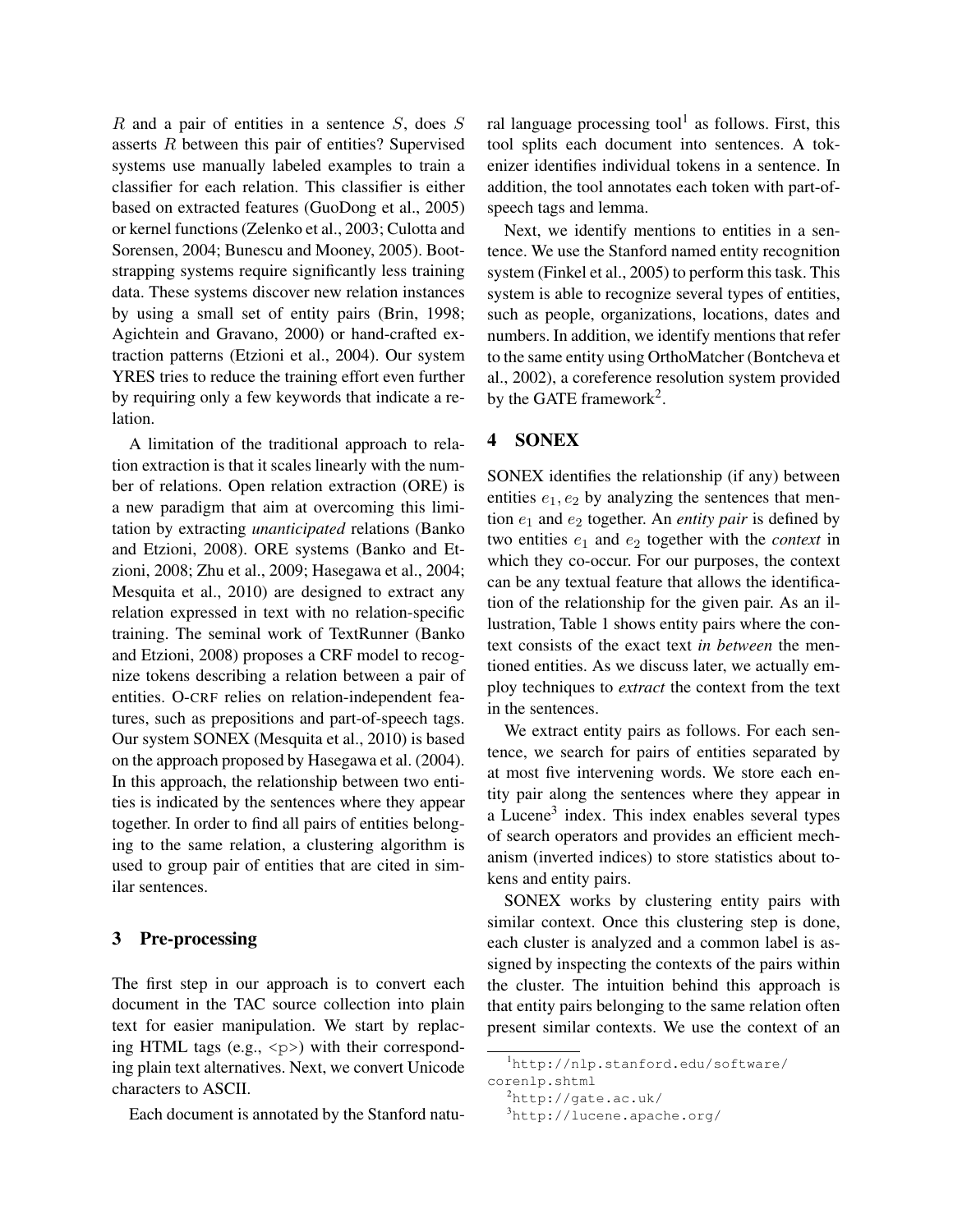$R$ and a pair of entities in a sentence $S$, does $S$ asserts $R$ between this pair of entities? Supervised systems use manually labeled examples to train a classifier for each relation. This classifier is either based on extracted features (GuoDong et al., 2005) or kernel functions (Zelenko et al., 2003; Culotta and Sorensen, 2004; Bunescu and Mooney, 2005). Bootstrapping systems require significantly less training data. These systems discover new relation instances by using a small set of entity pairs (Brin, 1998; Agichtein and Gravano, 2000) or hand-crafted extraction patterns (Etzioni et al., 2004). Our system YRES tries to reduce the training effort even further by requiring only a few keywords that indicate a relation.

A limitation of the traditional approach to relation extraction is that it scales linearly with the number of relations. Open relation extraction (ORE) is a new paradigm that aim at overcoming this limitation by extracting *unanticipated* relations (Banko and Etzioni, 2008). ORE systems (Banko and Etzioni, 2008; Zhu et al., 2009; Hasegawa et al., 2004; Mesquita et al., 2010) are designed to extract any relation expressed in text with no relation-specific training. The seminal work of TextRunner (Banko and Etzioni, 2008) proposes a CRF model to recognize tokens describing a relation between a pair of entities. O-CRF relies on relation-independent features, such as prepositions and part-of-speech tags. Our system SONEX (Mesquita et al., 2010) is based on the approach proposed by Hasegawa et al. (2004). In this approach, the relationship between two entities is indicated by the sentences where they appear together. In order to find all pairs of entities belonging to the same relation, a clustering algorithm is used to group pair of entities that are cited in similar sentences.

## 3 Pre-processing

The first step in our approach is to convert each document in the TAC source collection into plain text for easier manipulation. We start by replacing HTML tags (e.g., <p>) with their corresponding plain text alternatives. Next, we convert Unicode characters to ASCII.

Each document is annotated by the Stanford natural language processing tool[1] as follows. First, this tool splits each document into sentences. A tokenizer identifies individual tokens in a sentence. In addition, the tool annotates each token with part-of-speech tags and lemma.

Next, we identify mentions to entities in a sentence. We use the Stanford named entity recognition system (Finkel et al., 2005) to perform this task. This system is able to recognize several types of entities, such as people, organizations, locations, dates and numbers. In addition, we identify mentions that refer to the same entity using OrthoMatcher (Bontcheva et al., 2002), a coreference resolution system provided by the GATE framework[2].

## 4 SONEX

SONEX identifies the relationship (if any) between entities $e_1, e_2$ by analyzing the sentences that mention $e_1$ and $e_2$ together. An *entity pair* is defined by two entities $e_1$ and $e_2$ together with the *context* in which they co-occur. For our purposes, the context can be any textual feature that allows the identification of the relationship for the given pair. As an illustration, Table 1 shows entity pairs where the context consists of the exact text *in between* the mentioned entities. As we discuss later, we actually employ techniques to *extract* the context from the text in the sentences.

We extract entity pairs as follows. For each sentence, we search for pairs of entities separated by at most five intervening words. We store each entity pair along the sentences where they appear in a Lucene[3] index. This index enables several types of search operators and provides an efficient mechanism (inverted indices) to store statistics about tokens and entity pairs.

SONEX works by clustering entity pairs with similar context. Once this clustering step is done, each cluster is analyzed and a common label is assigned by inspecting the contexts of the pairs within the cluster. The intuition behind this approach is that entity pairs belonging to the same relation often present similar contexts. We use the context of an

[1] http://nlp.stanford.edu/software/corenlp.shtml

[2] http://gate.ac.uk/

[3] http://lucene.apache.org/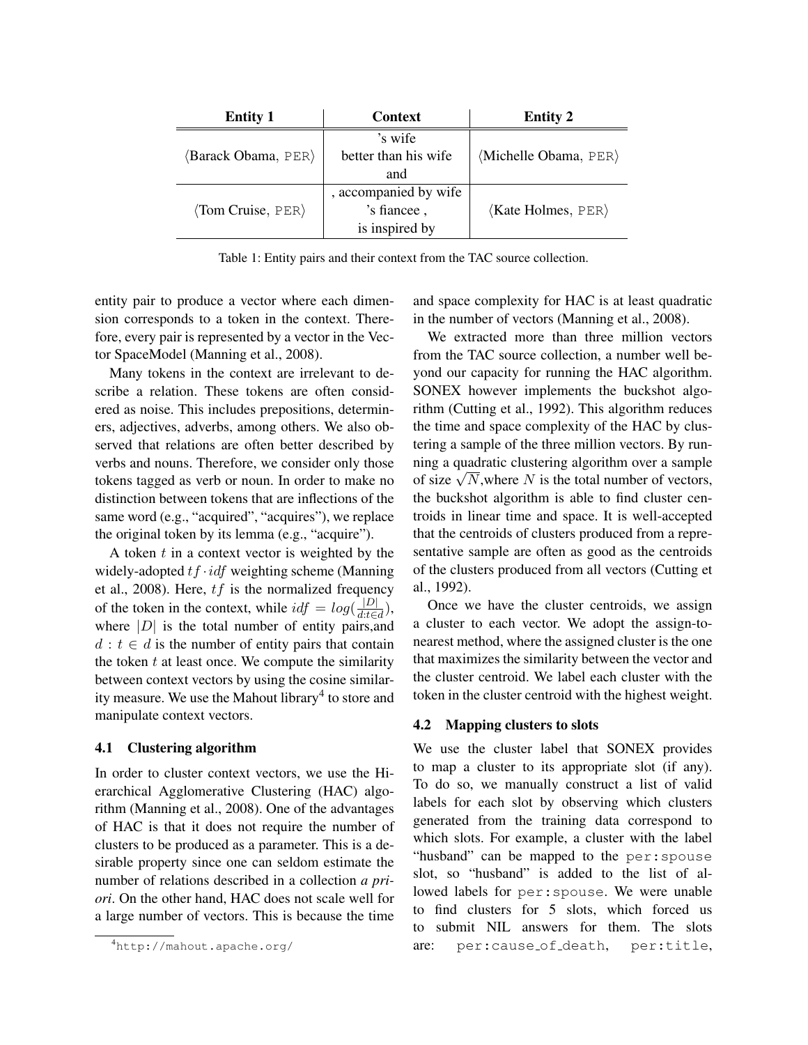| **Entity 1** | **Context** | **Entity 2** |
| --- | --- | --- |
| ⟨Barack Obama, PER⟩ | 's wife<br>better than his wife<br>and | ⟨Michelle Obama, PER⟩ |
| ⟨Tom Cruise, PER⟩ | , accompanied by wife<br>'s fiancee ,<br>is inspired by | ⟨Kate Holmes, PER⟩ |

Table 1: Entity pairs and their context from the TAC source collection.

entity pair to produce a vector where each dimension corresponds to a token in the context. Therefore, every pair is represented by a vector in the Vector SpaceModel (Manning et al., 2008).

Many tokens in the context are irrelevant to describe a relation. These tokens are often considered as noise. This includes prepositions, determiners, adjectives, adverbs, among others. We also observed that relations are often better described by verbs and nouns. Therefore, we consider only those tokens tagged as verb or noun. In order to make no distinction between tokens that are inflections of the same word (e.g., "acquired", "acquires"), we replace the original token by its lemma (e.g., "acquire").

A token $t$ in a context vector is weighted by the widely-adopted $tf \cdot idf$ weighting scheme (Manning et al., 2008). Here, $tf$ is the normalized frequency of the token in the context, while $idf = log(\frac{|D|}{d:t \in d})$, where $|D|$ is the total number of entity pairs,and $d : t \in d$ is the number of entity pairs that contain the token $t$ at least once. We compute the similarity between context vectors by using the cosine similarity measure. We use the Mahout library[4] to store and manipulate context vectors.

### 4.1 Clustering algorithm

In order to cluster context vectors, we use the Hierarchical Agglomerative Clustering (HAC) algorithm (Manning et al., 2008). One of the advantages of HAC is that it does not require the number of clusters to be produced as a parameter. This is a desirable property since one can seldom estimate the number of relations described in a collection *a priori*. On the other hand, HAC does not scale well for a large number of vectors. This is because the time and space complexity for HAC is at least quadratic in the number of vectors (Manning et al., 2008).

We extracted more than three million vectors from the TAC source collection, a number well beyond our capacity for running the HAC algorithm. SONEX however implements the buckshot algorithm (Cutting et al., 1992). This algorithm reduces the time and space complexity of the HAC by clustering a sample of the three million vectors. By running a quadratic clustering algorithm over a sample of size $\sqrt{N}$,where $N$ is the total number of vectors, the buckshot algorithm is able to find cluster centroids in linear time and space. It is well-accepted that the centroids of clusters produced from a representative sample are often as good as the centroids of the clusters produced from all vectors (Cutting et al., 1992).

Once we have the cluster centroids, we assign a cluster to each vector. We adopt the assign-to-nearest method, where the assigned cluster is the one that maximizes the similarity between the vector and the cluster centroid. We label each cluster with the token in the cluster centroid with the highest weight.

### 4.2 Mapping clusters to slots

We use the cluster label that SONEX provides to map a cluster to its appropriate slot (if any). To do so, we manually construct a list of valid labels for each slot by observing which clusters generated from the training data correspond to which slots. For example, a cluster with the label "husband" can be mapped to the `per:spouse` slot, so "husband" is added to the list of allowed labels for `per:spouse`. We were unable to find clusters for 5 slots, which forced us to submit NIL answers for them. The slots are: `per:cause_of_death`, `per:title`,

[4] http://mahout.apache.org/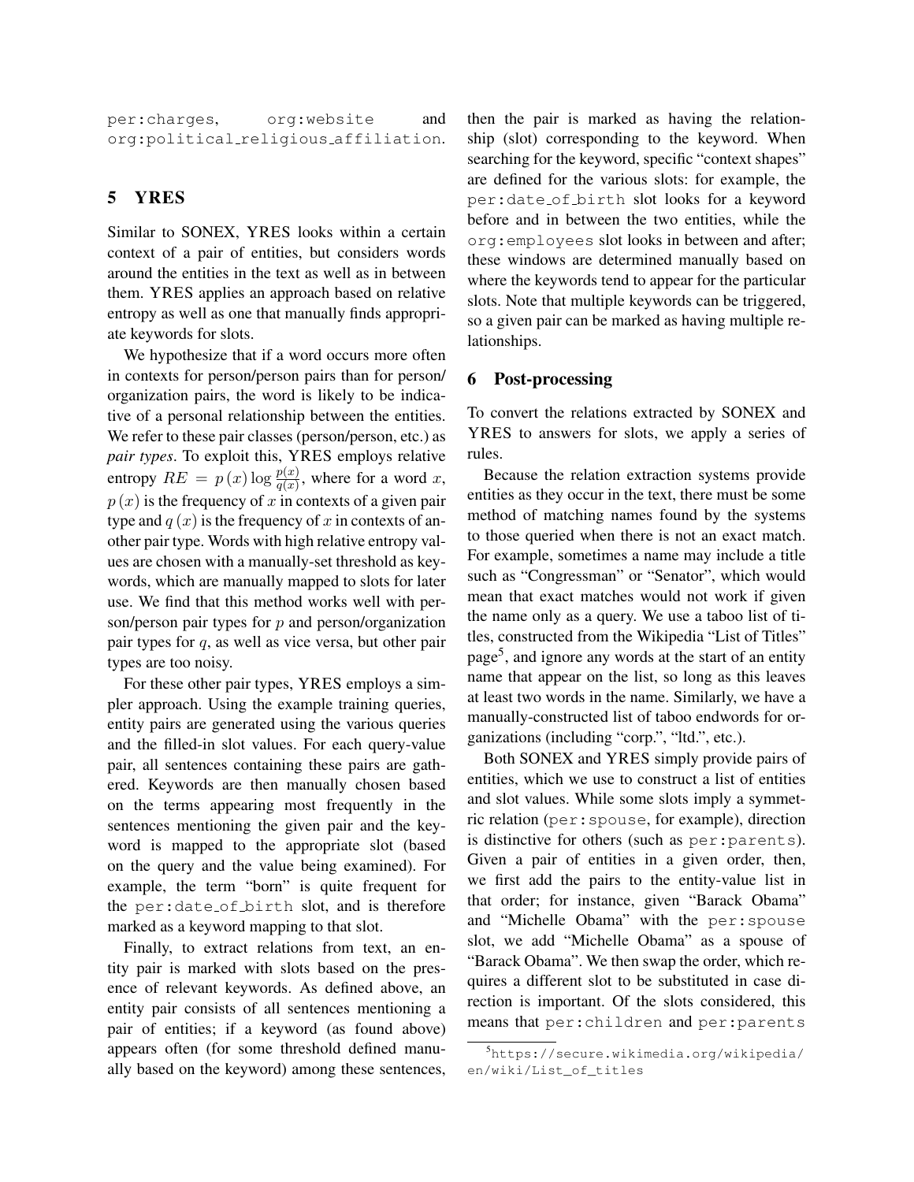per:charges, org:website and org:political_religious_affiliation.

## 5 YRES

Similar to SONEX, YRES looks within a certain context of a pair of entities, but considers words around the entities in the text as well as in between them. YRES applies an approach based on relative entropy as well as one that manually finds appropriate keywords for slots.

We hypothesize that if a word occurs more often in contexts for person/person pairs than for person/ organization pairs, the word is likely to be indicative of a personal relationship between the entities. We refer to these pair classes (person/person, etc.) as *pair types*. To exploit this, YRES employs relative entropy $RE = p(x) \log \frac{p(x)}{q(x)}$, where for a word $x$, $p(x)$ is the frequency of $x$ in contexts of a given pair type and $q(x)$ is the frequency of $x$ in contexts of another pair type. Words with high relative entropy values are chosen with a manually-set threshold as keywords, which are manually mapped to slots for later use. We find that this method works well with person/person pair types for $p$ and person/organization pair types for $q$, as well as vice versa, but other pair types are too noisy.

For these other pair types, YRES employs a simpler approach. Using the example training queries, entity pairs are generated using the various queries and the filled-in slot values. For each query-value pair, all sentences containing these pairs are gathered. Keywords are then manually chosen based on the terms appearing most frequently in the sentences mentioning the given pair and the keyword is mapped to the appropriate slot (based on the query and the value being examined). For example, the term "born" is quite frequent for the per:date_of_birth slot, and is therefore marked as a keyword mapping to that slot.

Finally, to extract relations from text, an entity pair is marked with slots based on the presence of relevant keywords. As defined above, an entity pair consists of all sentences mentioning a pair of entities; if a keyword (as found above) appears often (for some threshold defined manually based on the keyword) among these sentences, then the pair is marked as having the relationship (slot) corresponding to the keyword. When searching for the keyword, specific "context shapes" are defined for the various slots: for example, the per:date_of_birth slot looks for a keyword before and in between the two entities, while the org:employees slot looks in between and after; these windows are determined manually based on where the keywords tend to appear for the particular slots. Note that multiple keywords can be triggered, so a given pair can be marked as having multiple relationships.

## 6 Post-processing

To convert the relations extracted by SONEX and YRES to answers for slots, we apply a series of rules.

Because the relation extraction systems provide entities as they occur in the text, there must be some method of matching names found by the systems to those queried when there is not an exact match. For example, sometimes a name may include a title such as "Congressman" or "Senator", which would mean that exact matches would not work if given the name only as a query. We use a taboo list of titles, constructed from the Wikipedia "List of Titles" page[5], and ignore any words at the start of an entity name that appear on the list, so long as this leaves at least two words in the name. Similarly, we have a manually-constructed list of taboo endwords for organizations (including "corp.", "ltd.", etc.).

Both SONEX and YRES simply provide pairs of entities, which we use to construct a list of entities and slot values. While some slots imply a symmetric relation (per:spouse, for example), direction is distinctive for others (such as per:parents). Given a pair of entities in a given order, then, we first add the pairs to the entity-value list in that order; for instance, given "Barack Obama" and "Michelle Obama" with the per:spouse slot, we add "Michelle Obama" as a spouse of "Barack Obama". We then swap the order, which requires a different slot to be substituted in case direction is important. Of the slots considered, this means that per:children and per:parents

[5] https://secure.wikimedia.org/wikipedia/en/wiki/List_of_titles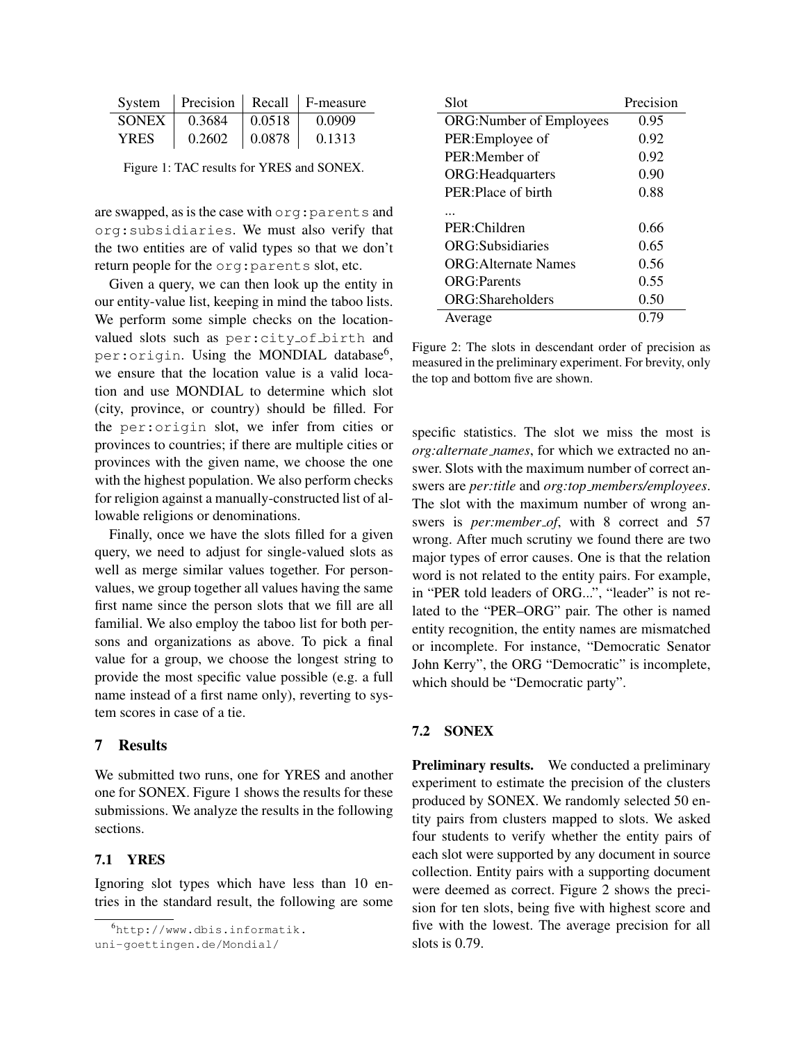| System | Precision | Recall | F-measure |
|---|---|---|---|
| SONEX | 0.3684 | 0.0518 | 0.0909 |
| YRES | 0.2602 | 0.0878 | 0.1313 |

Figure 1: TAC results for YRES and SONEX.

are swapped, as is the case with `org:parents` and `org:subsidiaries`. We must also verify that the two entities are of valid types so that we don't return people for the `org:parents` slot, etc.

Given a query, we can then look up the entity in our entity-value list, keeping in mind the taboo lists. We perform some simple checks on the location-valued slots such as `per:city_of_birth` and `per:origin`. Using the MONDIAL database[6], we ensure that the location value is a valid location and use MONDIAL to determine which slot (city, province, or country) should be filled. For the `per:origin` slot, we infer from cities or provinces to countries; if there are multiple cities or provinces with the given name, we choose the one with the highest population. We also perform checks for religion against a manually-constructed list of allowable religions or denominations.

Finally, once we have the slots filled for a given query, we need to adjust for single-valued slots as well as merge similar values together. For person-values, we group together all values having the same first name since the person slots that we fill are all familial. We also employ the taboo list for both persons and organizations as above. To pick a final value for a group, we choose the longest string to provide the most specific value possible (e.g. a full name instead of a first name only), reverting to system scores in case of a tie.

## 7 Results

We submitted two runs, one for YRES and another one for SONEX. Figure 1 shows the results for these submissions. We analyze the results in the following sections.

### 7.1 YRES

Ignoring slot types which have less than 10 entries in the standard result, the following are some specific statistics. The slot we miss the most is *org:alternate_names*, for which we extracted no answer. Slots with the maximum number of correct answers are *per:title* and *org:top_members/employees*. The slot with the maximum number of wrong answers is *per:member_of*, with 8 correct and 57 wrong. After much scrutiny we found there are two major types of error causes. One is that the relation word is not related to the entity pairs. For example, in "PER told leaders of ORG...", "leader" is not related to the "PER–ORG" pair. The other is named entity recognition, the entity names are mismatched or incomplete. For instance, "Democratic Senator John Kerry", the ORG "Democratic" is incomplete, which should be "Democratic party".

[6]http://www.dbis.informatik.uni-goettingen.de/Mondial/

| Slot | Precision |
|---|---|
| ORG:Number of Employees | 0.95 |
| PER:Employee of | 0.92 |
| PER:Member of | 0.92 |
| ORG:Headquarters | 0.90 |
| PER:Place of birth | 0.88 |
| ... | |
| PER:Children | 0.66 |
| ORG:Subsidiaries | 0.65 |
| ORG:Alternate Names | 0.56 |
| ORG:Parents | 0.55 |
| ORG:Shareholders | 0.50 |
| Average | 0.79 |

Figure 2: The slots in descendant order of precision as measured in the preliminary experiment. For brevity, only the top and bottom five are shown.

### 7.2 SONEX

**Preliminary results.** We conducted a preliminary experiment to estimate the precision of the clusters produced by SONEX. We randomly selected 50 entity pairs from clusters mapped to slots. We asked four students to verify whether the entity pairs of each slot were supported by any document in source collection. Entity pairs with a supporting document were deemed as correct. Figure 2 shows the precision for ten slots, being five with highest score and five with the lowest. The average precision for all slots is 0.79.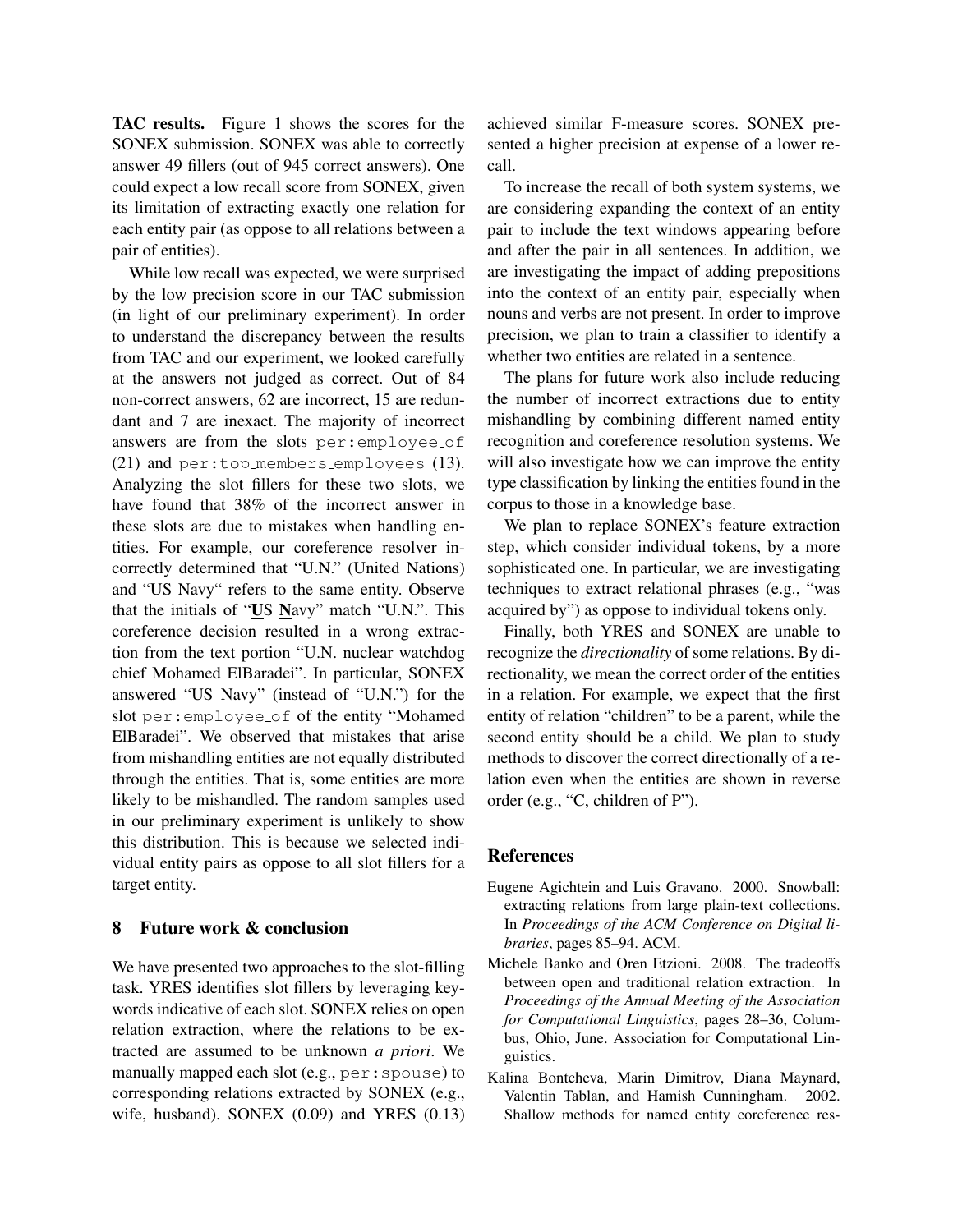**TAC results.** Figure 1 shows the scores for the SONEX submission. SONEX was able to correctly answer 49 fillers (out of 945 correct answers). One could expect a low recall score from SONEX, given its limitation of extracting exactly one relation for each entity pair (as oppose to all relations between a pair of entities).

While low recall was expected, we were surprised by the low precision score in our TAC submission (in light of our preliminary experiment). In order to understand the discrepancy between the results from TAC and our experiment, we looked carefully at the answers not judged as correct. Out of 84 non-correct answers, 62 are incorrect, 15 are redundant and 7 are inexact. The majority of incorrect answers are from the slots `per:employee_of` (21) and `per:top_members_employees` (13). Analyzing the slot fillers for these two slots, we have found that 38% of the incorrect answer in these slots are due to mistakes when handling entities. For example, our coreference resolver incorrectly determined that "U.N." (United Nations) and "US Navy" refers to the same entity. Observe that the initials of "<u>U</u>S <u>N</u>avy" match "U.N.". This coreference decision resulted in a wrong extraction from the text portion "U.N. nuclear watchdog chief Mohamed ElBaradei". In particular, SONEX answered "US Navy" (instead of "U.N.") for the slot `per:employee_of` of the entity "Mohamed ElBaradei". We observed that mistakes that arise from mishandling entities are not equally distributed through the entities. That is, some entities are more likely to be mishandled. The random samples used in our preliminary experiment is unlikely to show this distribution. This is because we selected individual entity pairs as oppose to all slot fillers for a target entity.

## 8 Future work & conclusion

We have presented two approaches to the slot-filling task. YRES identifies slot fillers by leveraging keywords indicative of each slot. SONEX relies on open relation extraction, where the relations to be extracted are assumed to be unknown *a priori*. We manually mapped each slot (e.g., `per:spouse`) to corresponding relations extracted by SONEX (e.g., wife, husband). SONEX (0.09) and YRES (0.13) achieved similar F-measure scores. SONEX presented a higher precision at expense of a lower recall.

To increase the recall of both system systems, we are considering expanding the context of an entity pair to include the text windows appearing before and after the pair in all sentences. In addition, we are investigating the impact of adding prepositions into the context of an entity pair, especially when nouns and verbs are not present. In order to improve precision, we plan to train a classifier to identify a whether two entities are related in a sentence.

The plans for future work also include reducing the number of incorrect extractions due to entity mishandling by combining different named entity recognition and coreference resolution systems. We will also investigate how we can improve the entity type classification by linking the entities found in the corpus to those in a knowledge base.

We plan to replace SONEX's feature extraction step, which consider individual tokens, by a more sophisticated one. In particular, we are investigating techniques to extract relational phrases (e.g., "was acquired by") as oppose to individual tokens only.

Finally, both YRES and SONEX are unable to recognize the *directionality* of some relations. By directionality, we mean the correct order of the entities in a relation. For example, we expect that the first entity of relation "children" to be a parent, while the second entity should be a child. We plan to study methods to discover the correct directionally of a relation even when the entities are shown in reverse order (e.g., "C, children of P").

## References

Eugene Agichtein and Luis Gravano. 2000. Snowball: extracting relations from large plain-text collections. In *Proceedings of the ACM Conference on Digital libraries*, pages 85–94. ACM.

Michele Banko and Oren Etzioni. 2008. The tradeoffs between open and traditional relation extraction. In *Proceedings of the Annual Meeting of the Association for Computational Linguistics*, pages 28–36, Columbus, Ohio, June. Association for Computational Linguistics.

Kalina Bontcheva, Marin Dimitrov, Diana Maynard, Valentin Tablan, and Hamish Cunningham. 2002. Shallow methods for named entity coreference res-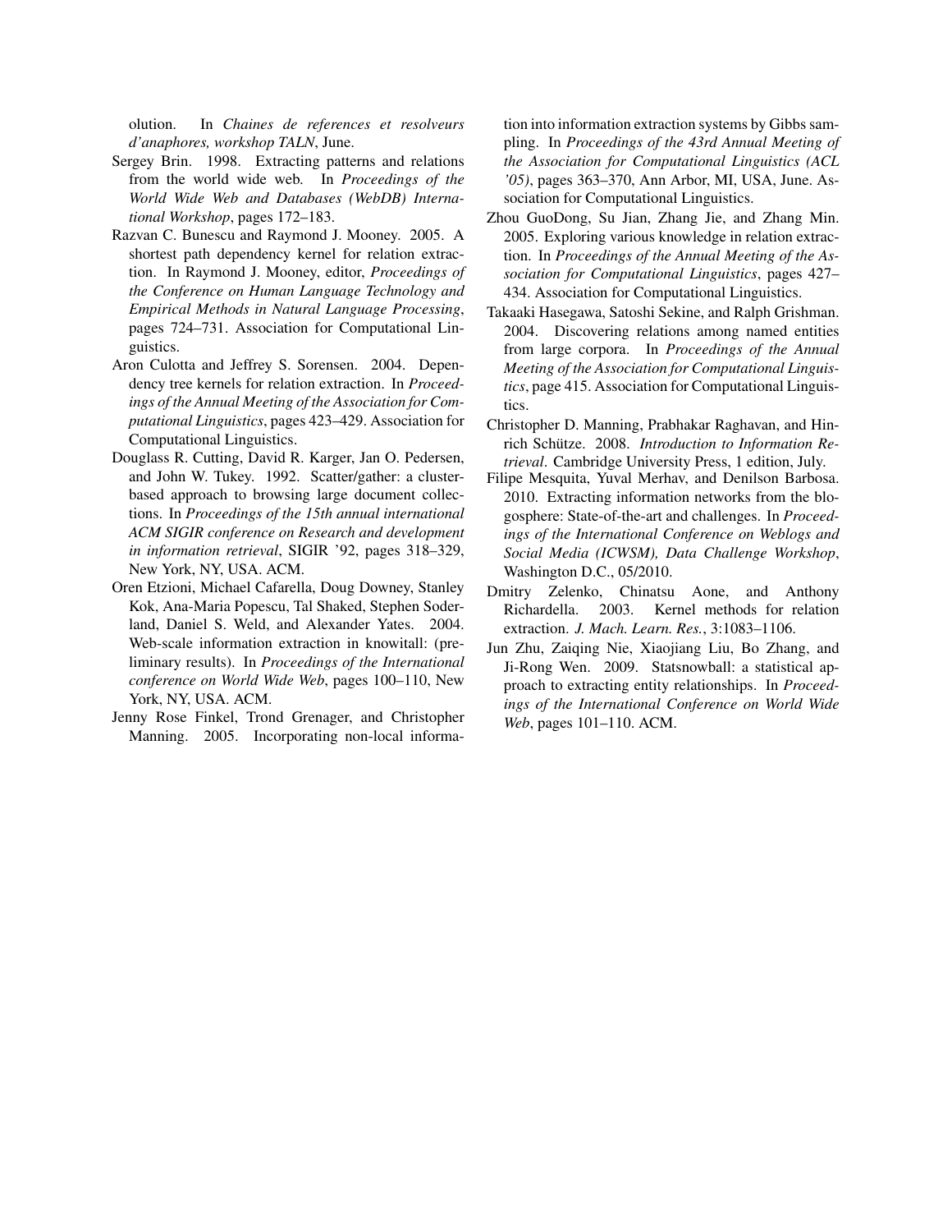olution. In *Chaines de references et resolveurs d'anaphores, workshop TALN*, June.

Sergey Brin. 1998. Extracting patterns and relations from the world wide web. In *Proceedings of the World Wide Web and Databases (WebDB) International Workshop*, pages 172–183.

Razvan C. Bunescu and Raymond J. Mooney. 2005. A shortest path dependency kernel for relation extraction. In Raymond J. Mooney, editor, *Proceedings of the Conference on Human Language Technology and Empirical Methods in Natural Language Processing*, pages 724–731. Association for Computational Linguistics.

Aron Culotta and Jeffrey S. Sorensen. 2004. Dependency tree kernels for relation extraction. In *Proceedings of the Annual Meeting of the Association for Computational Linguistics*, pages 423–429. Association for Computational Linguistics.

Douglass R. Cutting, David R. Karger, Jan O. Pedersen, and John W. Tukey. 1992. Scatter/gather: a cluster-based approach to browsing large document collections. In *Proceedings of the 15th annual international ACM SIGIR conference on Research and development in information retrieval*, SIGIR '92, pages 318–329, New York, NY, USA. ACM.

Oren Etzioni, Michael Cafarella, Doug Downey, Stanley Kok, Ana-Maria Popescu, Tal Shaked, Stephen Soderland, Daniel S. Weld, and Alexander Yates. 2004. Web-scale information extraction in knowitall: (preliminary results). In *Proceedings of the International conference on World Wide Web*, pages 100–110, New York, NY, USA. ACM.

Jenny Rose Finkel, Trond Grenager, and Christopher Manning. 2005. Incorporating non-local information into information extraction systems by Gibbs sampling. In *Proceedings of the 43rd Annual Meeting of the Association for Computational Linguistics (ACL '05)*, pages 363–370, Ann Arbor, MI, USA, June. Association for Computational Linguistics.

Zhou GuoDong, Su Jian, Zhang Jie, and Zhang Min. 2005. Exploring various knowledge in relation extraction. In *Proceedings of the Annual Meeting of the Association for Computational Linguistics*, pages 427–434. Association for Computational Linguistics.

Takaaki Hasegawa, Satoshi Sekine, and Ralph Grishman. 2004. Discovering relations among named entities from large corpora. In *Proceedings of the Annual Meeting of the Association for Computational Linguistics*, page 415. Association for Computational Linguistics.

Christopher D. Manning, Prabhakar Raghavan, and Hinrich Schütze. 2008. *Introduction to Information Retrieval*. Cambridge University Press, 1 edition, July.

Filipe Mesquita, Yuval Merhav, and Denilson Barbosa. 2010. Extracting information networks from the blogosphere: State-of-the-art and challenges. In *Proceedings of the International Conference on Weblogs and Social Media (ICWSM), Data Challenge Workshop*, Washington D.C., 05/2010.

Dmitry Zelenko, Chinatsu Aone, and Anthony Richardella. 2003. Kernel methods for relation extraction. *J. Mach. Learn. Res.*, 3:1083–1106.

Jun Zhu, Zaiqing Nie, Xiaojiang Liu, Bo Zhang, and Ji-Rong Wen. 2009. Statsnowball: a statistical approach to extracting entity relationships. In *Proceedings of the International Conference on World Wide Web*, pages 101–110. ACM.